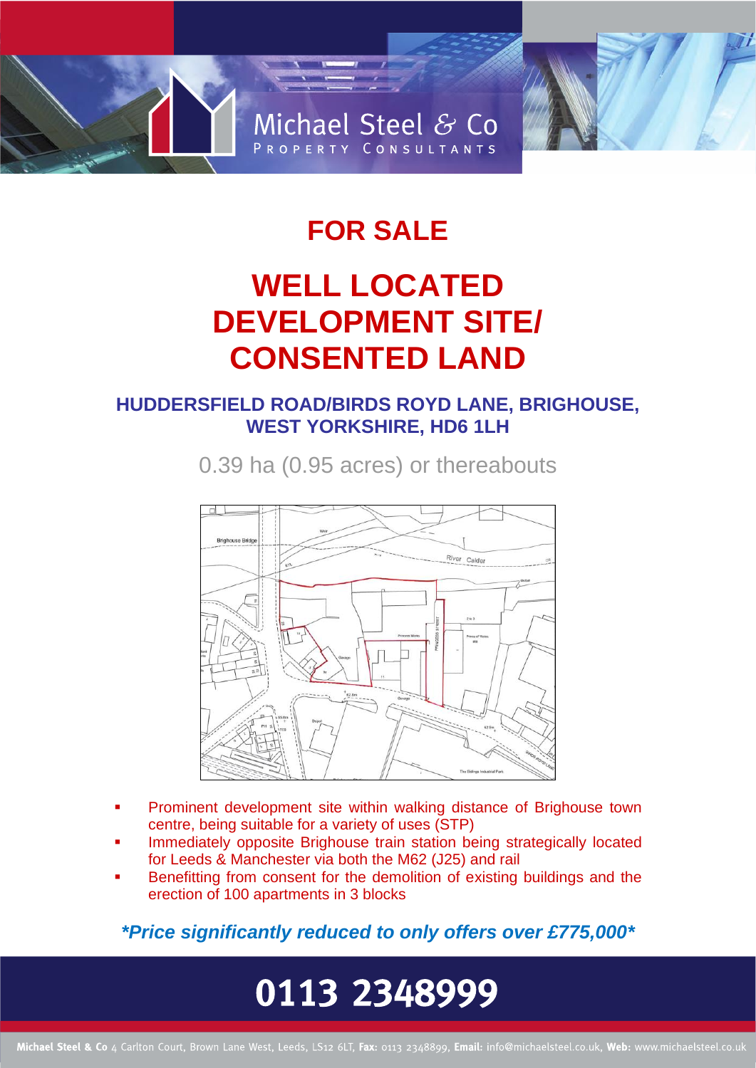Michael Steel & Co
PROPERTY CONSULTANTS

# FOR SALE

# WELL LOCATED DEVELOPMENT SITE/ CONSENTED LAND

## HUDDERSFIELD ROAD/BIRDS ROYD LANE, BRIGHOUSE, WEST YORKSHIRE, HD6 1LH

0.39 ha (0.95 acres) or thereabouts

- Prominent development site within walking distance of Brighouse town centre, being suitable for a variety of uses (STP)
- Immediately opposite Brighouse train station being strategically located for Leeds & Manchester via both the M62 (J25) and rail
- Benefitting from consent for the demolition of existing buildings and the erection of 100 apartments in 3 blocks

***Price significantly reduced to only offers over £775,000***

# 0113 2348999

**Michael Steel & Co** 4 Carlton Court, Brown Lane West, Leeds, LS12 6LT, **Fax:** 0113 2348899, **Email:** info@michaelsteel.co.uk, **Web:** www.michaelsteel.co.uk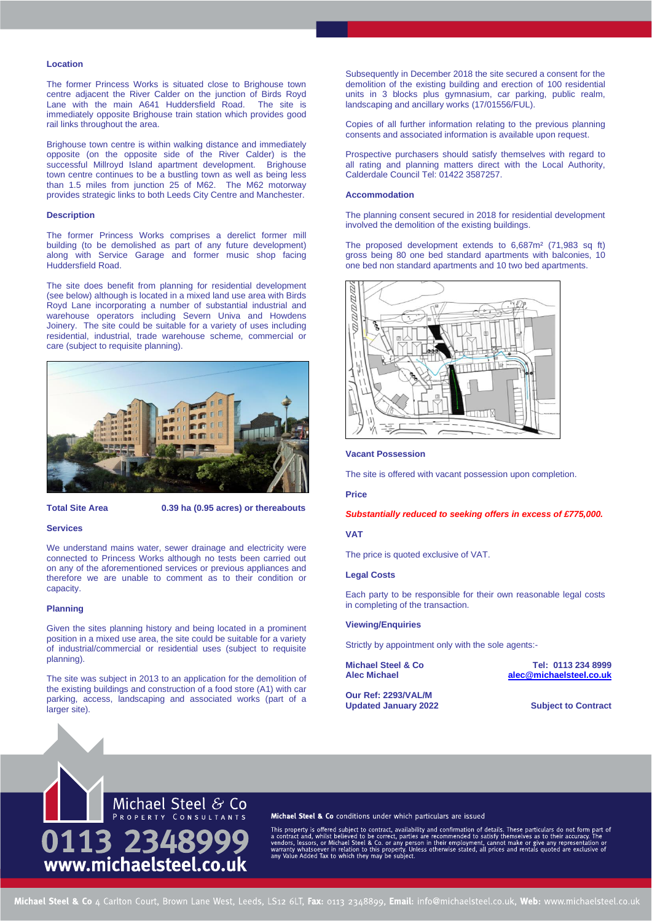### Location

The former Princess Works is situated close to Brighouse town centre adjacent the River Calder on the junction of Birds Royd Lane with the main A641 Huddersfield Road. The site is immediately opposite Brighouse train station which provides good rail links throughout the area.

Brighouse town centre is within walking distance and immediately opposite (on the opposite side of the River Calder) is the successful Millroyd Island apartment development. Brighouse town centre continues to be a bustling town as well as being less than 1.5 miles from junction 25 of M62. The M62 motorway provides strategic links to both Leeds City Centre and Manchester.

### Description

The former Princess Works comprises a derelict former mill building (to be demolished as part of any future development) along with Service Garage and former music shop facing Huddersfield Road.

The site does benefit from planning for residential development (see below) although is located in a mixed land use area with Birds Royd Lane incorporating a number of substantial industrial and warehouse operators including Severn Univa and Howdens Joinery. The site could be suitable for a variety of uses including residential, industrial, trade warehouse scheme, commercial or care (subject to requisite planning).

**Total Site Area** 0.39 ha (0.95 acres) or thereabouts

### Services

We understand mains water, sewer drainage and electricity were connected to Princess Works although no tests been carried out on any of the aforementioned services or previous appliances and therefore we are unable to comment as to their condition or capacity.

### Planning

Given the sites planning history and being located in a prominent position in a mixed use area, the site could be suitable for a variety of industrial/commercial or residential uses (subject to requisite planning).

The site was subject in 2013 to an application for the demolition of the existing buildings and construction of a food store (A1) with car parking, access, landscaping and associated works (part of a larger site).

Subsequently in December 2018 the site secured a consent for the demolition of the existing building and erection of 100 residential units in 3 blocks plus gymnasium, car parking, public realm, landscaping and ancillary works (17/01556/FUL).

Copies of all further information relating to the previous planning consents and associated information is available upon request.

Prospective purchasers should satisfy themselves with regard to all rating and planning matters direct with the Local Authority, Calderdale Council Tel: 01422 3587257.

### Accommodation

The planning consent secured in 2018 for residential development involved the demolition of the existing buildings.

The proposed development extends to 6,687m² (71,983 sq ft) gross being 80 one bed standard apartments with balconies, 10 one bed non standard apartments and 10 two bed apartments.

### Vacant Possession

The site is offered with vacant possession upon completion.

### Price

***Substantially reduced to seeking offers in excess of £775,000.***

### VAT

The price is quoted exclusive of VAT.

### Legal Costs

Each party to be responsible for their own reasonable legal costs in completing of the transaction.

### Viewing/Enquiries

Strictly by appointment only with the sole agents:-

**Michael Steel & Co**
**Alec Michael**
**Tel: 0113 234 8999**
**alec@michaelsteel.co.uk**

**Our Ref: 2293/VAL/M**
**Updated January 2022**

**Subject to Contract**

Michael Steel & Co
PROPERTY CONSULTANTS
0113 2348999
www.michaelsteel.co.uk

**Michael Steel & Co** conditions under which particulars are issued

This property is offered subject to contract, availability and confirmation of details. These particulars do not form part of a contract and, whilst believed to be correct, parties are recommended to satisfy themselves as to their accuracy. The vendors, lessors, or Michael Steel & Co. or any person in their employment, cannot make or give any representation or warranty whatsoever in relation to this property. Unless otherwise stated, all prices and rentals quoted are exclusive of any Value Added Tax to which they may be subject.

**Michael Steel & Co** 4 Carlton Court, Brown Lane West, Leeds, LS12 6LT, **Fax:** 0113 2348899, **Email:** info@michaelsteel.co.uk, **Web:** www.michaelsteel.co.uk